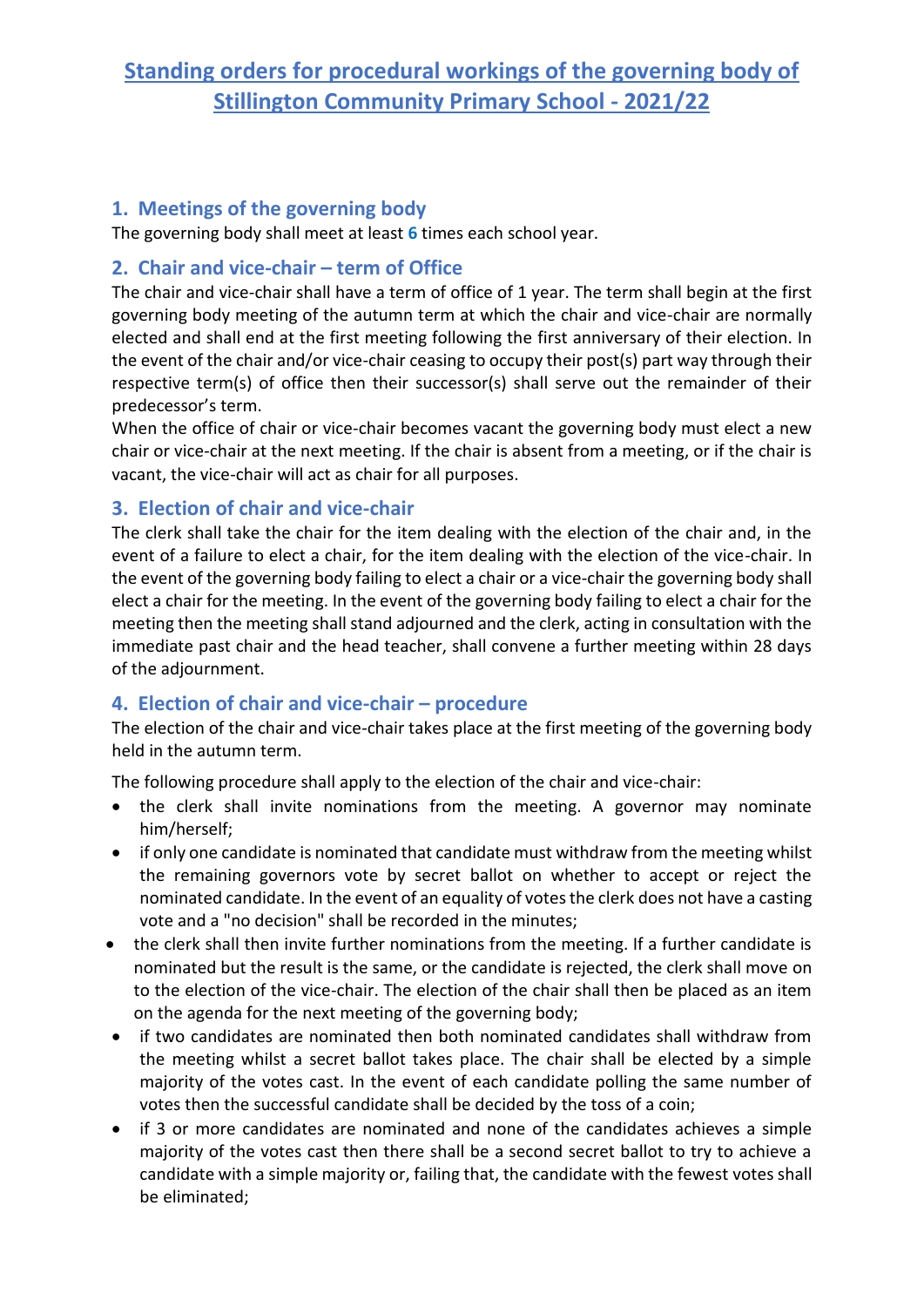# Standing orders for procedural workings of the governing body of Stillington Community Primary School - 2021/22

## 1. Meetings of the governing body

The governing body shall meet at least **6** times each school year.

## 2. Chair and vice-chair – term of Office

The chair and vice-chair shall have a term of office of 1 year. The term shall begin at the first governing body meeting of the autumn term at which the chair and vice-chair are normally elected and shall end at the first meeting following the first anniversary of their election. In the event of the chair and/or vice-chair ceasing to occupy their post(s) part way through their respective term(s) of office then their successor(s) shall serve out the remainder of their predecessor's term.

When the office of chair or vice-chair becomes vacant the governing body must elect a new chair or vice-chair at the next meeting. If the chair is absent from a meeting, or if the chair is vacant, the vice-chair will act as chair for all purposes.

## 3. Election of chair and vice-chair

The clerk shall take the chair for the item dealing with the election of the chair and, in the event of a failure to elect a chair, for the item dealing with the election of the vice-chair. In the event of the governing body failing to elect a chair or a vice-chair the governing body shall elect a chair for the meeting. In the event of the governing body failing to elect a chair for the meeting then the meeting shall stand adjourned and the clerk, acting in consultation with the immediate past chair and the head teacher, shall convene a further meeting within 28 days of the adjournment.

## 4. Election of chair and vice-chair – procedure

The election of the chair and vice-chair takes place at the first meeting of the governing body held in the autumn term.

The following procedure shall apply to the election of the chair and vice-chair:

- the clerk shall invite nominations from the meeting. A governor may nominate him/herself;
- if only one candidate is nominated that candidate must withdraw from the meeting whilst the remaining governors vote by secret ballot on whether to accept or reject the nominated candidate. In the event of an equality of votes the clerk does not have a casting vote and a "no decision" shall be recorded in the minutes;
- the clerk shall then invite further nominations from the meeting. If a further candidate is nominated but the result is the same, or the candidate is rejected, the clerk shall move on to the election of the vice-chair. The election of the chair shall then be placed as an item on the agenda for the next meeting of the governing body;
- if two candidates are nominated then both nominated candidates shall withdraw from the meeting whilst a secret ballot takes place. The chair shall be elected by a simple majority of the votes cast. In the event of each candidate polling the same number of votes then the successful candidate shall be decided by the toss of a coin;
- if 3 or more candidates are nominated and none of the candidates achieves a simple majority of the votes cast then there shall be a second secret ballot to try to achieve a candidate with a simple majority or, failing that, the candidate with the fewest votes shall be eliminated;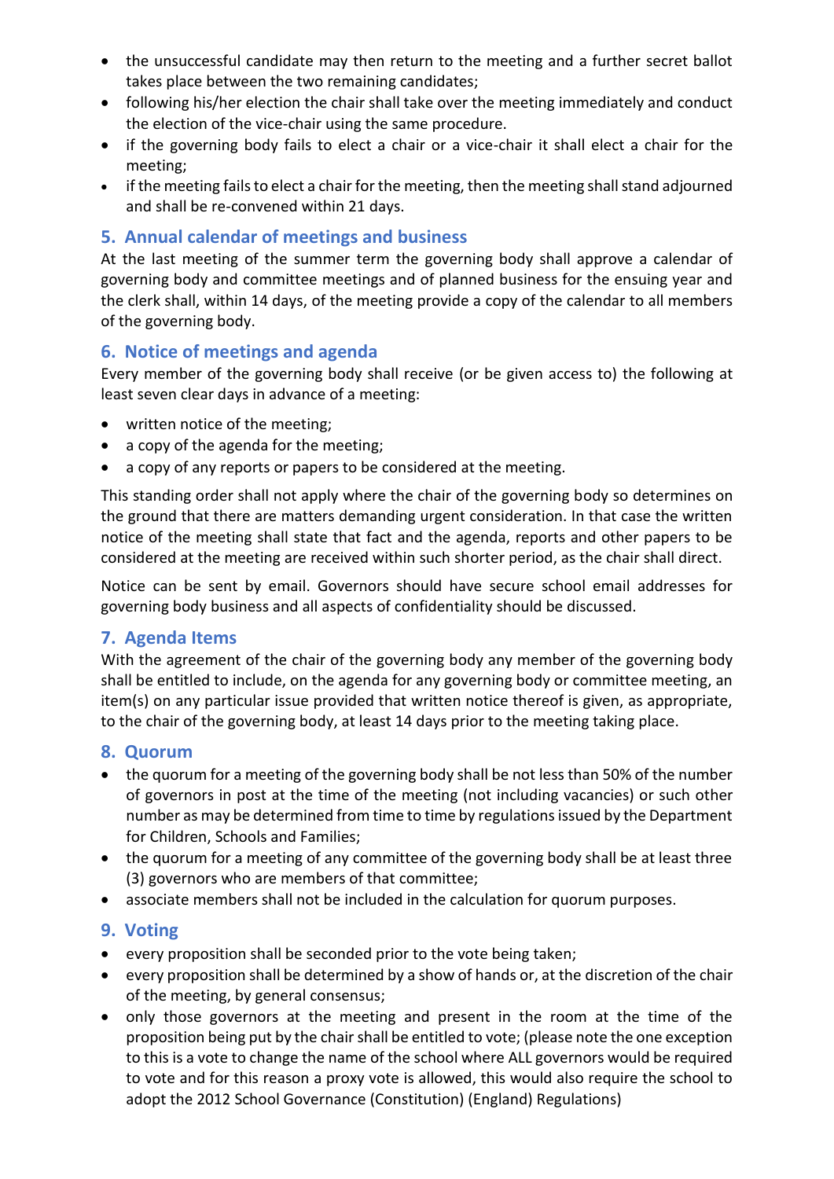- the unsuccessful candidate may then return to the meeting and a further secret ballot takes place between the two remaining candidates;
- following his/her election the chair shall take over the meeting immediately and conduct the election of the vice-chair using the same procedure.
- if the governing body fails to elect a chair or a vice-chair it shall elect a chair for the meeting;
- if the meeting fails to elect a chair for the meeting, then the meeting shall stand adjourned and shall be re-convened within 21 days.

## 5. Annual calendar of meetings and business

At the last meeting of the summer term the governing body shall approve a calendar of governing body and committee meetings and of planned business for the ensuing year and the clerk shall, within 14 days, of the meeting provide a copy of the calendar to all members of the governing body.

## 6. Notice of meetings and agenda

Every member of the governing body shall receive (or be given access to) the following at least seven clear days in advance of a meeting:

- written notice of the meeting;
- a copy of the agenda for the meeting;
- a copy of any reports or papers to be considered at the meeting.

This standing order shall not apply where the chair of the governing body so determines on the ground that there are matters demanding urgent consideration. In that case the written notice of the meeting shall state that fact and the agenda, reports and other papers to be considered at the meeting are received within such shorter period, as the chair shall direct.

Notice can be sent by email. Governors should have secure school email addresses for governing body business and all aspects of confidentiality should be discussed.

## 7. Agenda Items

With the agreement of the chair of the governing body any member of the governing body shall be entitled to include, on the agenda for any governing body or committee meeting, an item(s) on any particular issue provided that written notice thereof is given, as appropriate, to the chair of the governing body, at least 14 days prior to the meeting taking place.

## 8. Quorum

- the quorum for a meeting of the governing body shall be not less than 50% of the number of governors in post at the time of the meeting (not including vacancies) or such other number as may be determined from time to time by regulations issued by the Department for Children, Schools and Families;
- the quorum for a meeting of any committee of the governing body shall be at least three (3) governors who are members of that committee;
- associate members shall not be included in the calculation for quorum purposes.

## 9. Voting

- every proposition shall be seconded prior to the vote being taken;
- every proposition shall be determined by a show of hands or, at the discretion of the chair of the meeting, by general consensus;
- only those governors at the meeting and present in the room at the time of the proposition being put by the chair shall be entitled to vote; (please note the one exception to this is a vote to change the name of the school where ALL governors would be required to vote and for this reason a proxy vote is allowed, this would also require the school to adopt the 2012 School Governance (Constitution) (England) Regulations)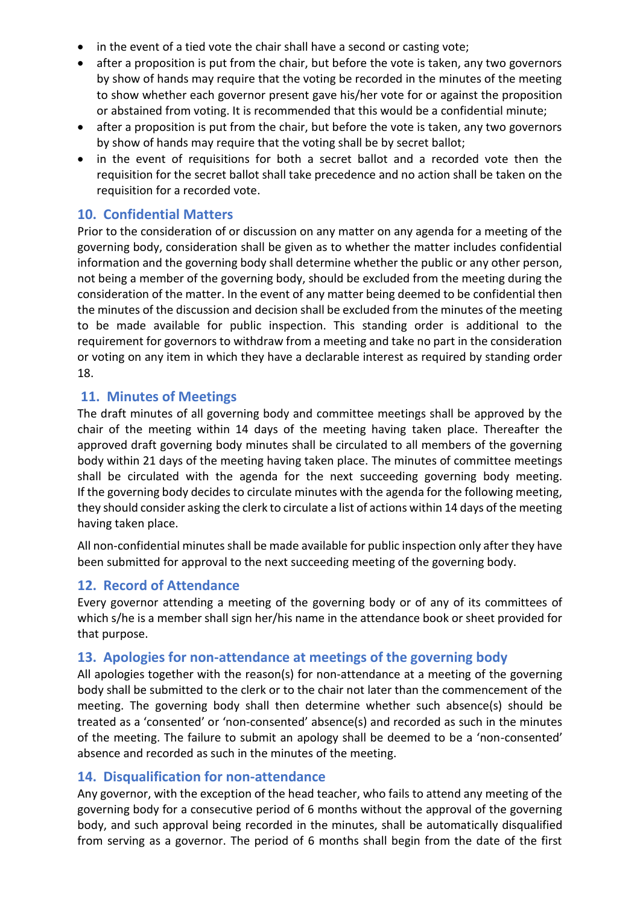- in the event of a tied vote the chair shall have a second or casting vote;
- after a proposition is put from the chair, but before the vote is taken, any two governors by show of hands may require that the voting be recorded in the minutes of the meeting to show whether each governor present gave his/her vote for or against the proposition or abstained from voting. It is recommended that this would be a confidential minute;
- after a proposition is put from the chair, but before the vote is taken, any two governors by show of hands may require that the voting shall be by secret ballot;
- in the event of requisitions for both a secret ballot and a recorded vote then the requisition for the secret ballot shall take precedence and no action shall be taken on the requisition for a recorded vote.

## 10. Confidential Matters

Prior to the consideration of or discussion on any matter on any agenda for a meeting of the governing body, consideration shall be given as to whether the matter includes confidential information and the governing body shall determine whether the public or any other person, not being a member of the governing body, should be excluded from the meeting during the consideration of the matter. In the event of any matter being deemed to be confidential then the minutes of the discussion and decision shall be excluded from the minutes of the meeting to be made available for public inspection. This standing order is additional to the requirement for governors to withdraw from a meeting and take no part in the consideration or voting on any item in which they have a declarable interest as required by standing order 18.

## 11. Minutes of Meetings

The draft minutes of all governing body and committee meetings shall be approved by the chair of the meeting within 14 days of the meeting having taken place. Thereafter the approved draft governing body minutes shall be circulated to all members of the governing body within 21 days of the meeting having taken place. The minutes of committee meetings shall be circulated with the agenda for the next succeeding governing body meeting. If the governing body decides to circulate minutes with the agenda for the following meeting, they should consider asking the clerk to circulate a list of actions within 14 days of the meeting having taken place.

All non-confidential minutes shall be made available for public inspection only after they have been submitted for approval to the next succeeding meeting of the governing body.

## 12. Record of Attendance

Every governor attending a meeting of the governing body or of any of its committees of which s/he is a member shall sign her/his name in the attendance book or sheet provided for that purpose.

## 13. Apologies for non-attendance at meetings of the governing body

All apologies together with the reason(s) for non-attendance at a meeting of the governing body shall be submitted to the clerk or to the chair not later than the commencement of the meeting. The governing body shall then determine whether such absence(s) should be treated as a 'consented' or 'non-consented' absence(s) and recorded as such in the minutes of the meeting. The failure to submit an apology shall be deemed to be a 'non-consented' absence and recorded as such in the minutes of the meeting.

## 14. Disqualification for non-attendance

Any governor, with the exception of the head teacher, who fails to attend any meeting of the governing body for a consecutive period of 6 months without the approval of the governing body, and such approval being recorded in the minutes, shall be automatically disqualified from serving as a governor. The period of 6 months shall begin from the date of the first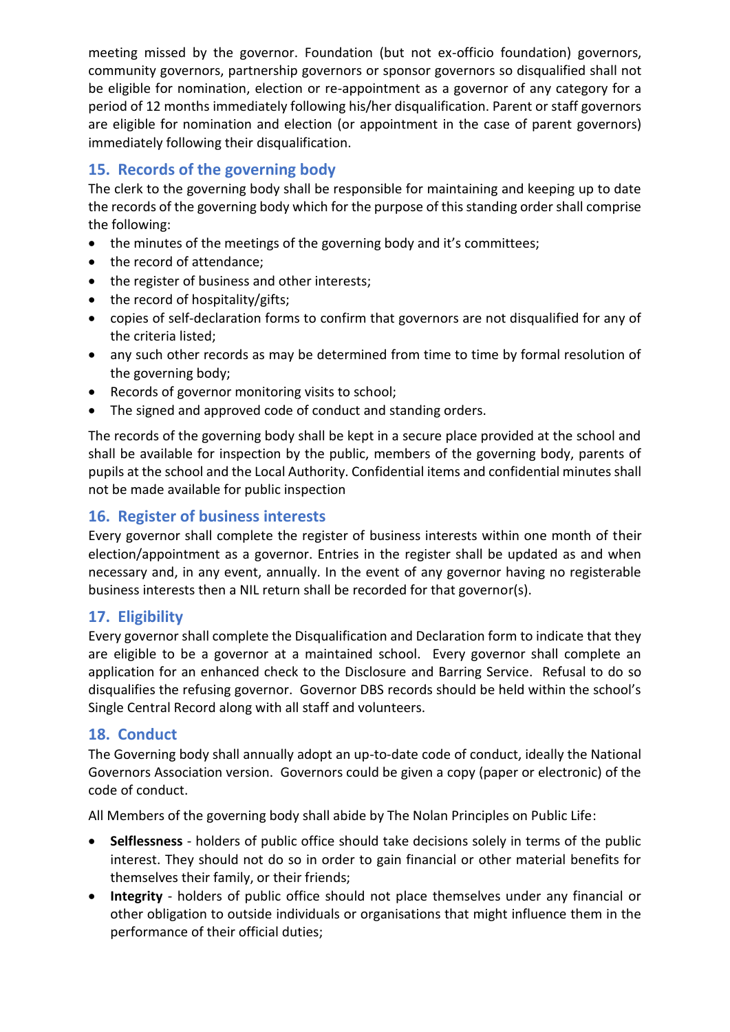meeting missed by the governor. Foundation (but not ex-officio foundation) governors, community governors, partnership governors or sponsor governors so disqualified shall not be eligible for nomination, election or re-appointment as a governor of any category for a period of 12 months immediately following his/her disqualification. Parent or staff governors are eligible for nomination and election (or appointment in the case of parent governors) immediately following their disqualification.

## 15. Records of the governing body

The clerk to the governing body shall be responsible for maintaining and keeping up to date the records of the governing body which for the purpose of this standing order shall comprise the following:

- the minutes of the meetings of the governing body and it's committees;
- the record of attendance;
- the register of business and other interests;
- the record of hospitality/gifts;
- copies of self-declaration forms to confirm that governors are not disqualified for any of the criteria listed;
- any such other records as may be determined from time to time by formal resolution of the governing body;
- Records of governor monitoring visits to school;
- The signed and approved code of conduct and standing orders.

The records of the governing body shall be kept in a secure place provided at the school and shall be available for inspection by the public, members of the governing body, parents of pupils at the school and the Local Authority. Confidential items and confidential minutes shall not be made available for public inspection

## 16. Register of business interests

Every governor shall complete the register of business interests within one month of their election/appointment as a governor. Entries in the register shall be updated as and when necessary and, in any event, annually. In the event of any governor having no registerable business interests then a NIL return shall be recorded for that governor(s).

## 17. Eligibility

Every governor shall complete the Disqualification and Declaration form to indicate that they are eligible to be a governor at a maintained school. Every governor shall complete an application for an enhanced check to the Disclosure and Barring Service. Refusal to do so disqualifies the refusing governor. Governor DBS records should be held within the school's Single Central Record along with all staff and volunteers.

## 18. Conduct

The Governing body shall annually adopt an up-to-date code of conduct, ideally the National Governors Association version. Governors could be given a copy (paper or electronic) of the code of conduct.

All Members of the governing body shall abide by The Nolan Principles on Public Life:

- **Selflessness** - holders of public office should take decisions solely in terms of the public interest. They should not do so in order to gain financial or other material benefits for themselves their family, or their friends;
- **Integrity** - holders of public office should not place themselves under any financial or other obligation to outside individuals or organisations that might influence them in the performance of their official duties;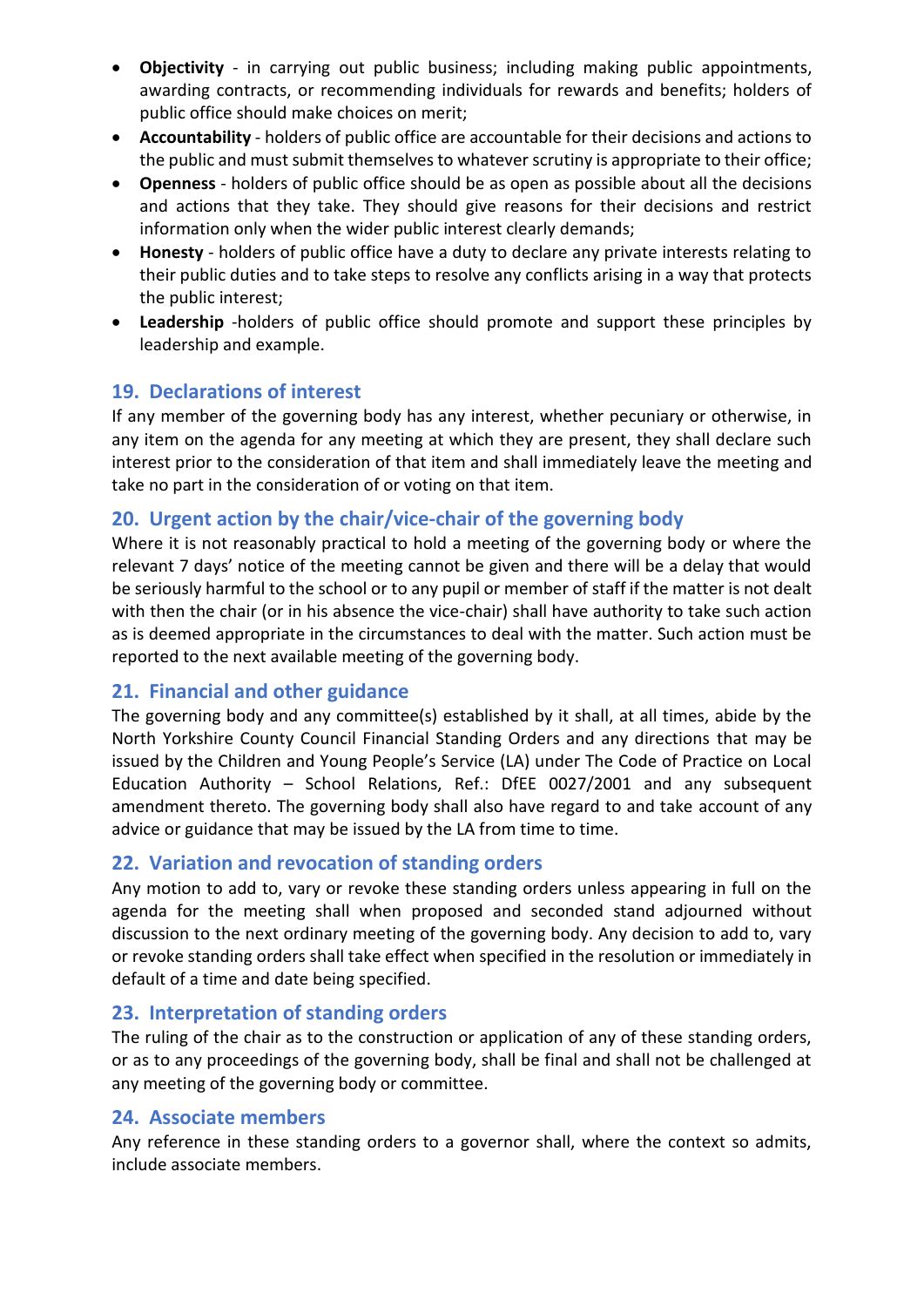- **Objectivity** - in carrying out public business; including making public appointments, awarding contracts, or recommending individuals for rewards and benefits; holders of public office should make choices on merit;
- **Accountability** - holders of public office are accountable for their decisions and actions to the public and must submit themselves to whatever scrutiny is appropriate to their office;
- **Openness** - holders of public office should be as open as possible about all the decisions and actions that they take. They should give reasons for their decisions and restrict information only when the wider public interest clearly demands;
- **Honesty** - holders of public office have a duty to declare any private interests relating to their public duties and to take steps to resolve any conflicts arising in a way that protects the public interest;
- **Leadership** -holders of public office should promote and support these principles by leadership and example.

## 19. Declarations of interest

If any member of the governing body has any interest, whether pecuniary or otherwise, in any item on the agenda for any meeting at which they are present, they shall declare such interest prior to the consideration of that item and shall immediately leave the meeting and take no part in the consideration of or voting on that item.

## 20. Urgent action by the chair/vice-chair of the governing body

Where it is not reasonably practical to hold a meeting of the governing body or where the relevant 7 days' notice of the meeting cannot be given and there will be a delay that would be seriously harmful to the school or to any pupil or member of staff if the matter is not dealt with then the chair (or in his absence the vice-chair) shall have authority to take such action as is deemed appropriate in the circumstances to deal with the matter. Such action must be reported to the next available meeting of the governing body.

## 21. Financial and other guidance

The governing body and any committee(s) established by it shall, at all times, abide by the North Yorkshire County Council Financial Standing Orders and any directions that may be issued by the Children and Young People's Service (LA) under The Code of Practice on Local Education Authority – School Relations, Ref.: DfEE 0027/2001 and any subsequent amendment thereto. The governing body shall also have regard to and take account of any advice or guidance that may be issued by the LA from time to time.

## 22. Variation and revocation of standing orders

Any motion to add to, vary or revoke these standing orders unless appearing in full on the agenda for the meeting shall when proposed and seconded stand adjourned without discussion to the next ordinary meeting of the governing body. Any decision to add to, vary or revoke standing orders shall take effect when specified in the resolution or immediately in default of a time and date being specified.

## 23. Interpretation of standing orders

The ruling of the chair as to the construction or application of any of these standing orders, or as to any proceedings of the governing body, shall be final and shall not be challenged at any meeting of the governing body or committee.

## 24. Associate members

Any reference in these standing orders to a governor shall, where the context so admits, include associate members.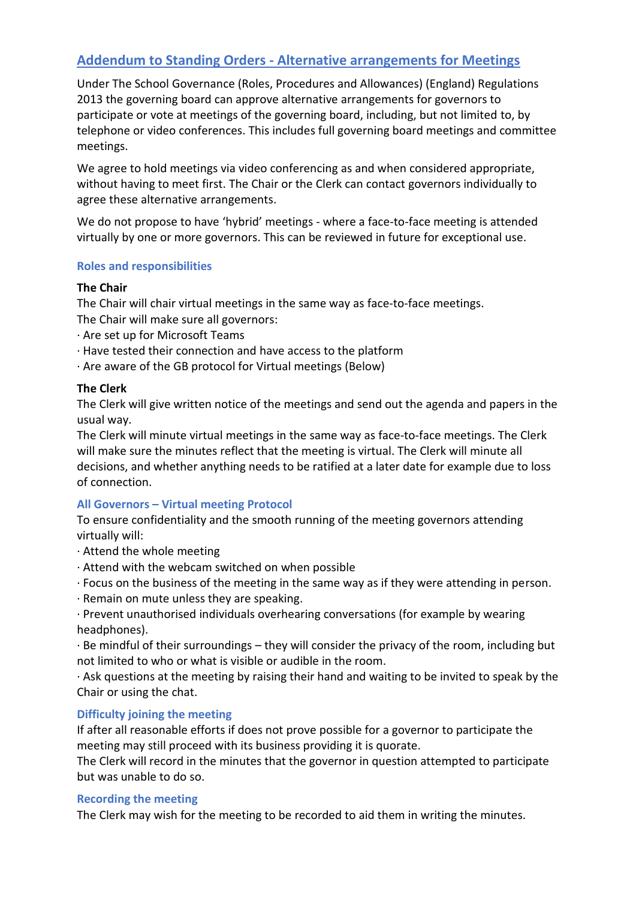## Addendum to Standing Orders - Alternative arrangements for Meetings

Under The School Governance (Roles, Procedures and Allowances) (England) Regulations 2013 the governing board can approve alternative arrangements for governors to participate or vote at meetings of the governing board, including, but not limited to, by telephone or video conferences. This includes full governing board meetings and committee meetings.

We agree to hold meetings via video conferencing as and when considered appropriate, without having to meet first. The Chair or the Clerk can contact governors individually to agree these alternative arrangements.

We do not propose to have 'hybrid' meetings - where a face-to-face meeting is attended virtually by one or more governors. This can be reviewed in future for exceptional use.

### Roles and responsibilities

**The Chair**

The Chair will chair virtual meetings in the same way as face-to-face meetings.

The Chair will make sure all governors:

- Are set up for Microsoft Teams
- Have tested their connection and have access to the platform
- Are aware of the GB protocol for Virtual meetings (Below)

**The Clerk**

The Clerk will give written notice of the meetings and send out the agenda and papers in the usual way.

The Clerk will minute virtual meetings in the same way as face-to-face meetings. The Clerk will make sure the minutes reflect that the meeting is virtual. The Clerk will minute all decisions, and whether anything needs to be ratified at a later date for example due to loss of connection.

### All Governors – Virtual meeting Protocol

To ensure confidentiality and the smooth running of the meeting governors attending virtually will:

- Attend the whole meeting
- Attend with the webcam switched on when possible
- Focus on the business of the meeting in the same way as if they were attending in person.
- Remain on mute unless they are speaking.
- Prevent unauthorised individuals overhearing conversations (for example by wearing headphones).
- Be mindful of their surroundings – they will consider the privacy of the room, including but not limited to who or what is visible or audible in the room.
- Ask questions at the meeting by raising their hand and waiting to be invited to speak by the Chair or using the chat.

### Difficulty joining the meeting

If after all reasonable efforts if does not prove possible for a governor to participate the meeting may still proceed with its business providing it is quorate.

The Clerk will record in the minutes that the governor in question attempted to participate but was unable to do so.

### Recording the meeting

The Clerk may wish for the meeting to be recorded to aid them in writing the minutes.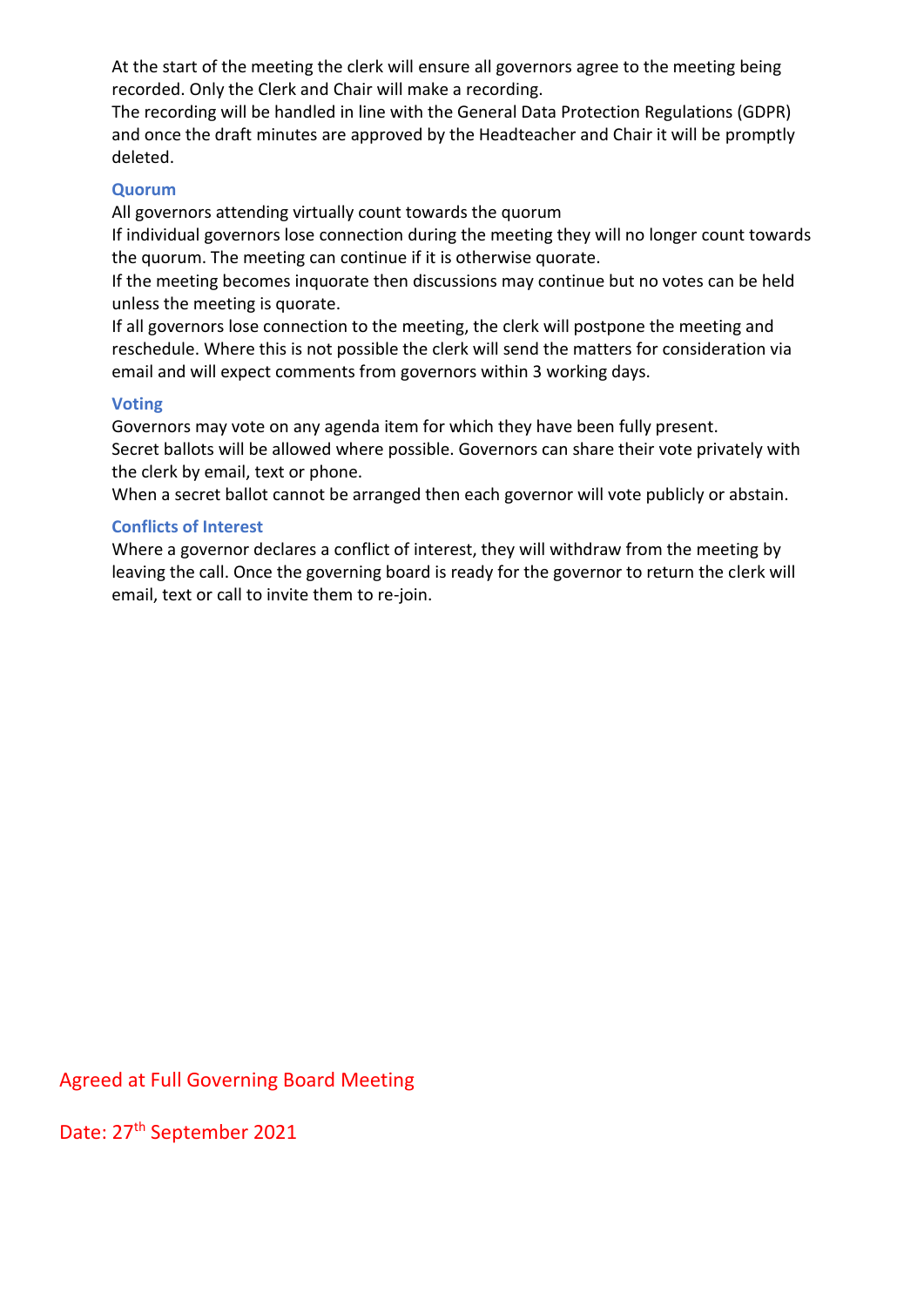At the start of the meeting the clerk will ensure all governors agree to the meeting being recorded. Only the Clerk and Chair will make a recording.
The recording will be handled in line with the General Data Protection Regulations (GDPR) and once the draft minutes are approved by the Headteacher and Chair it will be promptly deleted.

### Quorum

All governors attending virtually count towards the quorum
If individual governors lose connection during the meeting they will no longer count towards the quorum. The meeting can continue if it is otherwise quorate.
If the meeting becomes inquorate then discussions may continue but no votes can be held unless the meeting is quorate.
If all governors lose connection to the meeting, the clerk will postpone the meeting and reschedule. Where this is not possible the clerk will send the matters for consideration via email and will expect comments from governors within 3 working days.

### Voting

Governors may vote on any agenda item for which they have been fully present.
Secret ballots will be allowed where possible. Governors can share their vote privately with the clerk by email, text or phone.
When a secret ballot cannot be arranged then each governor will vote publicly or abstain.

### Conflicts of Interest

Where a governor declares a conflict of interest, they will withdraw from the meeting by leaving the call. Once the governing board is ready for the governor to return the clerk will email, text or call to invite them to re-join.

Agreed at Full Governing Board Meeting

Date: 27th September 2021